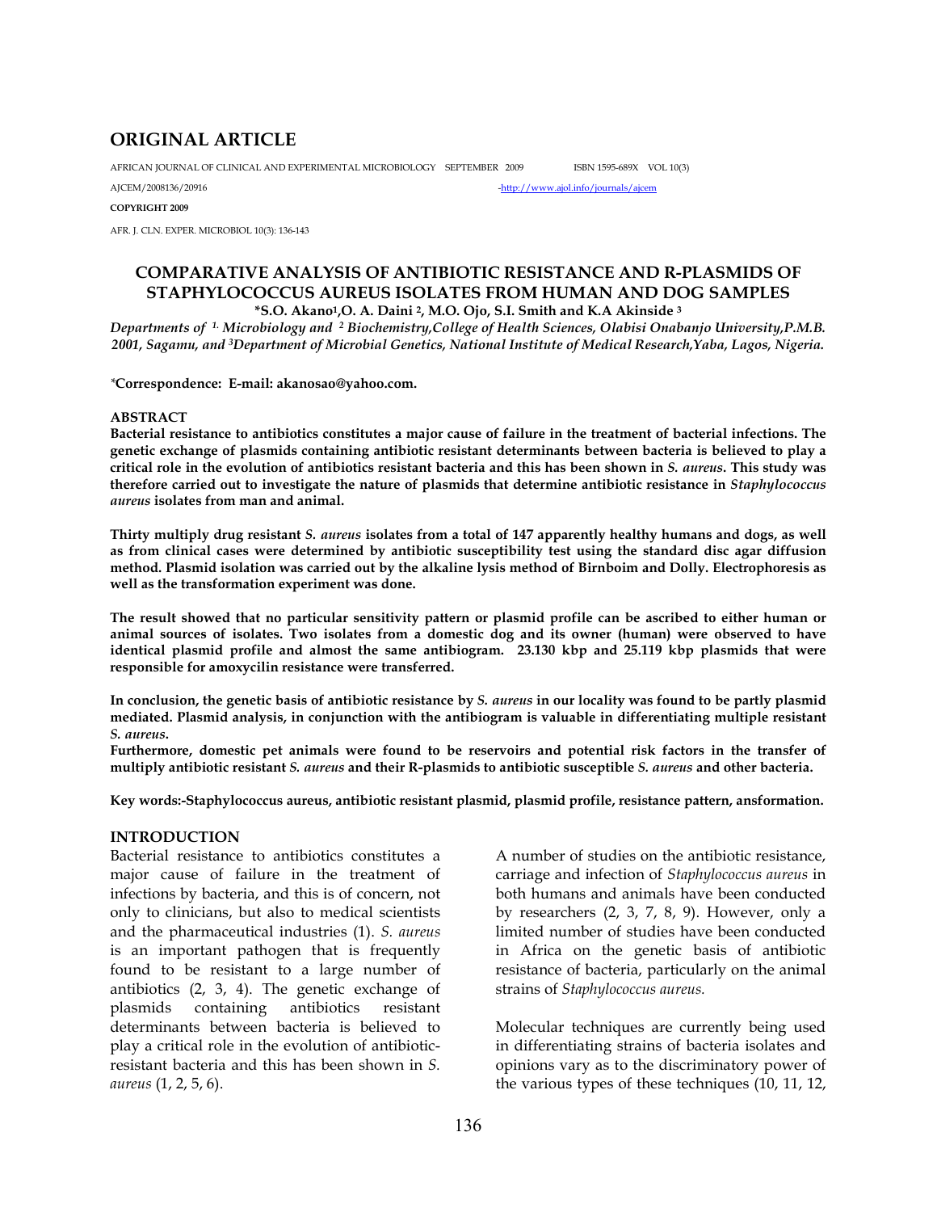# ORIGINAL ARTICLE

AFRICAN JOURNAL OF CLINICAL AND EXPERIMENTAL MICROBIOLOGY SEPTEMBER 2009 ISBN 1595-689X VOL 10(3)

AJCEM/2008136/20916 -http://www.ajol.info/journals/ajcem

**COPYRIGHT 2009**

AFR. J. CLN. EXPER. MICROBIOL 10(3): 136-143

## COMPARATIVE ANALYSIS OF ANTIBIOTIC RESISTANCE AND R-PLASMIDS OF STAPHYLOCOCCUS AUREUS ISOLATES FROM HUMAN AND DOG SAMPLES

**\*S.O. Akano[1], O. A. Daini [2], M.O. Ojo, S.I. Smith and K.A Akinside [3]**

*Departments of [1.] Microbiology and [2] Biochemistry, College of Health Sciences, Olabisi Onabanjo University, P.M.B. 2001, Sagamu, and [3]Department of Microbial Genetics, National Institute of Medical Research, Yaba, Lagos, Nigeria.*

*Correspondence: E-mail: akanosao@yahoo.com.*

### ABSTRACT

**Bacterial resistance to antibiotics constitutes a major cause of failure in the treatment of bacterial infections. The genetic exchange of plasmids containing antibiotic resistant determinants between bacteria is believed to play a critical role in the evolution of antibiotics resistant bacteria and this has been shown in *S. aureus*. This study was therefore carried out to investigate the nature of plasmids that determine antibiotic resistance in *Staphylococcus aureus* isolates from man and animal.**

**Thirty multiply drug resistant *S. aureus* isolates from a total of 147 apparently healthy humans and dogs, as well as from clinical cases were determined by antibiotic susceptibility test using the standard disc agar diffusion method. Plasmid isolation was carried out by the alkaline lysis method of Birnboim and Dolly. Electrophoresis as well as the transformation experiment was done.**

**The result showed that no particular sensitivity pattern or plasmid profile can be ascribed to either human or animal sources of isolates. Two isolates from a domestic dog and its owner (human) were observed to have identical plasmid profile and almost the same antibiogram. 23.130 kbp and 25.119 kbp plasmids that were responsible for amoxycilin resistance were transferred.**

**In conclusion, the genetic basis of antibiotic resistance by *S. aureus* in our locality was found to be partly plasmid mediated. Plasmid analysis, in conjunction with the antibiogram is valuable in differentiating multiple resistant *S. aureus*.**

**Furthermore, domestic pet animals were found to be reservoirs and potential risk factors in the transfer of multiply antibiotic resistant *S. aureus* and their R-plasmids to antibiotic susceptible *S. aureus* and other bacteria.**

**Key words:-Staphylococcus aureus, antibiotic resistant plasmid, plasmid profile, resistance pattern, ansformation.**

### INTRODUCTION

Bacterial resistance to antibiotics constitutes a major cause of failure in the treatment of infections by bacteria, and this is of concern, not only to clinicians, but also to medical scientists and the pharmaceutical industries (1). *S. aureus* is an important pathogen that is frequently found to be resistant to a large number of antibiotics (2, 3, 4). The genetic exchange of plasmids containing antibiotics resistant determinants between bacteria is believed to play a critical role in the evolution of antibiotic-resistant bacteria and this has been shown in *S. aureus* (1, 2, 5, 6).

A number of studies on the antibiotic resistance, carriage and infection of *Staphylococcus aureus* in both humans and animals have been conducted by researchers (2, 3, 7, 8, 9). However, only a limited number of studies have been conducted in Africa on the genetic basis of antibiotic resistance of bacteria, particularly on the animal strains of *Staphylococcus aureus.*

Molecular techniques are currently being used in differentiating strains of bacteria isolates and opinions vary as to the discriminatory power of the various types of these techniques (10, 11, 12,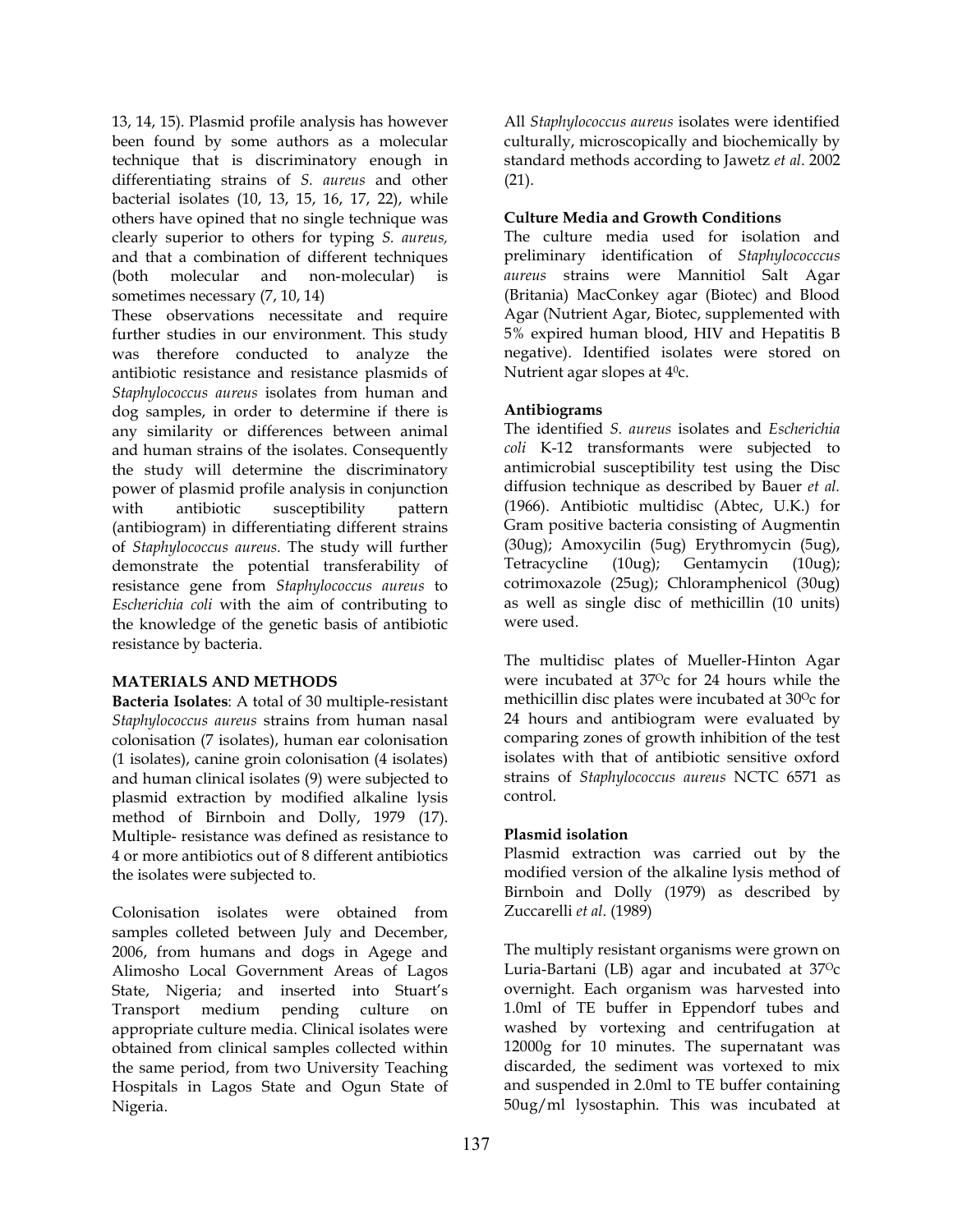13, 14, 15). Plasmid profile analysis has however been found by some authors as a molecular technique that is discriminatory enough in differentiating strains of *S. aureus* and other bacterial isolates (10, 13, 15, 16, 17, 22), while others have opined that no single technique was clearly superior to others for typing *S. aureus,* and that a combination of different techniques (both molecular and non-molecular) is sometimes necessary (7, 10, 14)

These observations necessitate and require further studies in our environment. This study was therefore conducted to analyze the antibiotic resistance and resistance plasmids of *Staphylococcus aureus* isolates from human and dog samples, in order to determine if there is any similarity or differences between animal and human strains of the isolates. Consequently the study will determine the discriminatory power of plasmid profile analysis in conjunction with antibiotic susceptibility pattern (antibiogram) in differentiating different strains of *Staphylococcus aureus.* The study will further demonstrate the potential transferability of resistance gene from *Staphylococcus aureus* to *Escherichia coli* with the aim of contributing to the knowledge of the genetic basis of antibiotic resistance by bacteria.

## MATERIALS AND METHODS

**Bacteria Isolates**: A total of 30 multiple-resistant *Staphylococcus aureus* strains from human nasal colonisation (7 isolates), human ear colonisation (1 isolates), canine groin colonisation (4 isolates) and human clinical isolates (9) were subjected to plasmid extraction by modified alkaline lysis method of Birnboin and Dolly, 1979 (17). Multiple- resistance was defined as resistance to 4 or more antibiotics out of 8 different antibiotics the isolates were subjected to.

Colonisation isolates were obtained from samples colleted between July and December, 2006, from humans and dogs in Agege and Alimosho Local Government Areas of Lagos State, Nigeria; and inserted into Stuart's Transport medium pending culture on appropriate culture media. Clinical isolates were obtained from clinical samples collected within the same period, from two University Teaching Hospitals in Lagos State and Ogun State of Nigeria.

All *Staphylococcus aureus* isolates were identified culturally, microscopically and biochemically by standard methods according to Jawetz *et al*. 2002 (21).

### Culture Media and Growth Conditions

The culture media used for isolation and preliminary identification of *Staphylococccus aureus* strains were Mannitiol Salt Agar (Britania) MacConkey agar (Biotec) and Blood Agar (Nutrient Agar, Biotec, supplemented with 5% expired human blood, HIV and Hepatitis B negative). Identified isolates were stored on Nutrient agar slopes at $4^0$c.

### Antibiograms

The identified *S. aureus* isolates and *Escherichia coli* K-12 transformants were subjected to antimicrobial susceptibility test using the Disc diffusion technique as described by Bauer *et al.* (1966). Antibiotic multidisc (Abtec, U.K.) for Gram positive bacteria consisting of Augmentin (30ug); Amoxycilin (5ug) Erythromycin (5ug), Tetracycline (10ug); Gentamycin (10ug); cotrimoxazole (25ug); Chloramphenicol (30ug) as well as single disc of methicillin (10 units) were used.

The multidisc plates of Mueller-Hinton Agar were incubated at $37^O$c for 24 hours while the methicillin disc plates were incubated at $30^O$c for 24 hours and antibiogram were evaluated by comparing zones of growth inhibition of the test isolates with that of antibiotic sensitive oxford strains of *Staphylococcus aureus* NCTC 6571 as control.

### Plasmid isolation

Plasmid extraction was carried out by the modified version of the alkaline lysis method of Birnboin and Dolly (1979) as described by Zuccarelli *et al*. (1989)

The multiply resistant organisms were grown on Luria-Bartani (LB) agar and incubated at $37^O$c overnight. Each organism was harvested into 1.0ml of TE buffer in Eppendorf tubes and washed by vortexing and centrifugation at 12000g for 10 minutes. The supernatant was discarded, the sediment was vortexed to mix and suspended in 2.0ml to TE buffer containing 50ug/ml lysostaphin. This was incubated at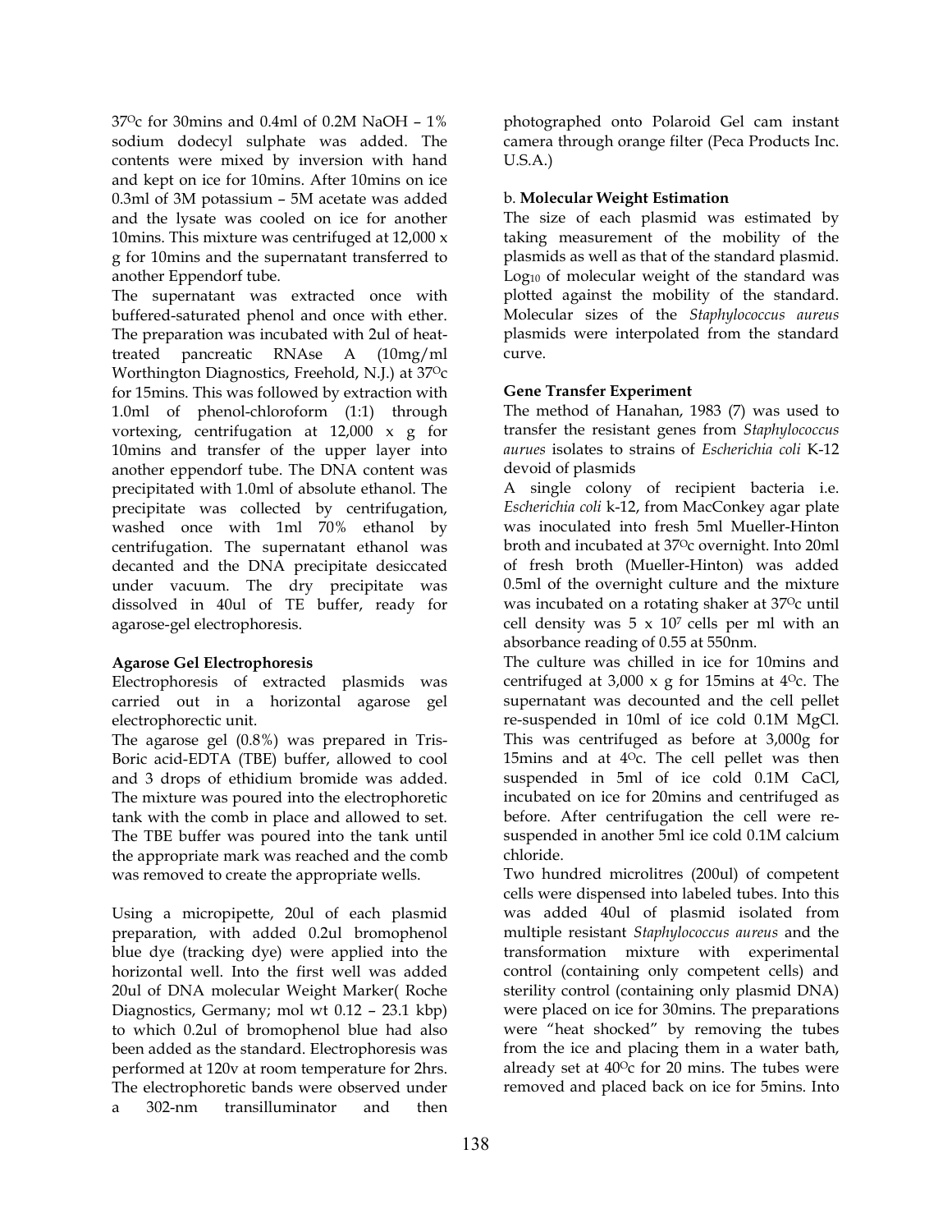37$^{O}$c for 30mins and 0.4ml of 0.2M NaOH – 1% sodium dodecyl sulphate was added. The contents were mixed by inversion with hand and kept on ice for 10mins. After 10mins on ice 0.3ml of 3M potassium – 5M acetate was added and the lysate was cooled on ice for another 10mins. This mixture was centrifuged at 12,000 x g for 10mins and the supernatant transferred to another Eppendorf tube.

The supernatant was extracted once with buffered-saturated phenol and once with ether. The preparation was incubated with 2ul of heat-treated pancreatic RNAse A (10mg/ml Worthington Diagnostics, Freehold, N.J.) at 37$^{O}$c for 15mins. This was followed by extraction with 1.0ml of phenol-chloroform (1:1) through vortexing, centrifugation at 12,000 x g for 10mins and transfer of the upper layer into another eppendorf tube. The DNA content was precipitated with 1.0ml of absolute ethanol. The precipitate was collected by centrifugation, washed once with 1ml 70% ethanol by centrifugation. The supernatant ethanol was decanted and the DNA precipitate desiccated under vacuum. The dry precipitate was dissolved in 40ul of TE buffer, ready for agarose-gel electrophoresis.

**Agarose Gel Electrophoresis**

Electrophoresis of extracted plasmids was carried out in a horizontal agarose gel electrophorectic unit.

The agarose gel (0.8%) was prepared in Tris-Boric acid-EDTA (TBE) buffer, allowed to cool and 3 drops of ethidium bromide was added. The mixture was poured into the electrophoretic tank with the comb in place and allowed to set. The TBE buffer was poured into the tank until the appropriate mark was reached and the comb was removed to create the appropriate wells.

Using a micropipette, 20ul of each plasmid preparation, with added 0.2ul bromophenol blue dye (tracking dye) were applied into the horizontal well. Into the first well was added 20ul of DNA molecular Weight Marker( Roche Diagnostics, Germany; mol wt 0.12 – 23.1 kbp) to which 0.2ul of bromophenol blue had also been added as the standard. Electrophoresis was performed at 120v at room temperature for 2hrs. The electrophoretic bands were observed under a 302-nm transilluminator and then photographed onto Polaroid Gel cam instant camera through orange filter (Peca Products Inc. U.S.A.)

b. **Molecular Weight Estimation**

The size of each plasmid was estimated by taking measurement of the mobility of the plasmids as well as that of the standard plasmid. $Log_{10}$ of molecular weight of the standard was plotted against the mobility of the standard. Molecular sizes of the *Staphylococcus aureus* plasmids were interpolated from the standard curve.

**Gene Transfer Experiment**

The method of Hanahan, 1983 (7) was used to transfer the resistant genes from *Staphylococcus aurues* isolates to strains of *Escherichia coli* K-12 devoid of plasmids

A single colony of recipient bacteria i.e. *Escherichia coli* k-12, from MacConkey agar plate was inoculated into fresh 5ml Mueller-Hinton broth and incubated at 37$^{O}$c overnight. Into 20ml of fresh broth (Mueller-Hinton) was added 0.5ml of the overnight culture and the mixture was incubated on a rotating shaker at 37$^{O}$c until cell density was $5 \times 10^{7}$ cells per ml with an absorbance reading of 0.55 at 550nm.

The culture was chilled in ice for 10mins and centrifuged at 3,000 x g for 15mins at 4$^{O}$c. The supernatant was decounted and the cell pellet re-suspended in 10ml of ice cold 0.1M MgCl. This was centrifuged as before at 3,000g for 15mins and at 4$^{O}$c. The cell pellet was then suspended in 5ml of ice cold 0.1M CaCl, incubated on ice for 20mins and centrifuged as before. After centrifugation the cell were re-suspended in another 5ml ice cold 0.1M calcium chloride.

Two hundred microlitres (200ul) of competent cells were dispensed into labeled tubes. Into this was added 40ul of plasmid isolated from multiple resistant *Staphylococcus aureus* and the transformation mixture with experimental control (containing only competent cells) and sterility control (containing only plasmid DNA) were placed on ice for 30mins. The preparations were "heat shocked" by removing the tubes from the ice and placing them in a water bath, already set at 40$^{O}$c for 20 mins. The tubes were removed and placed back on ice for 5mins. Into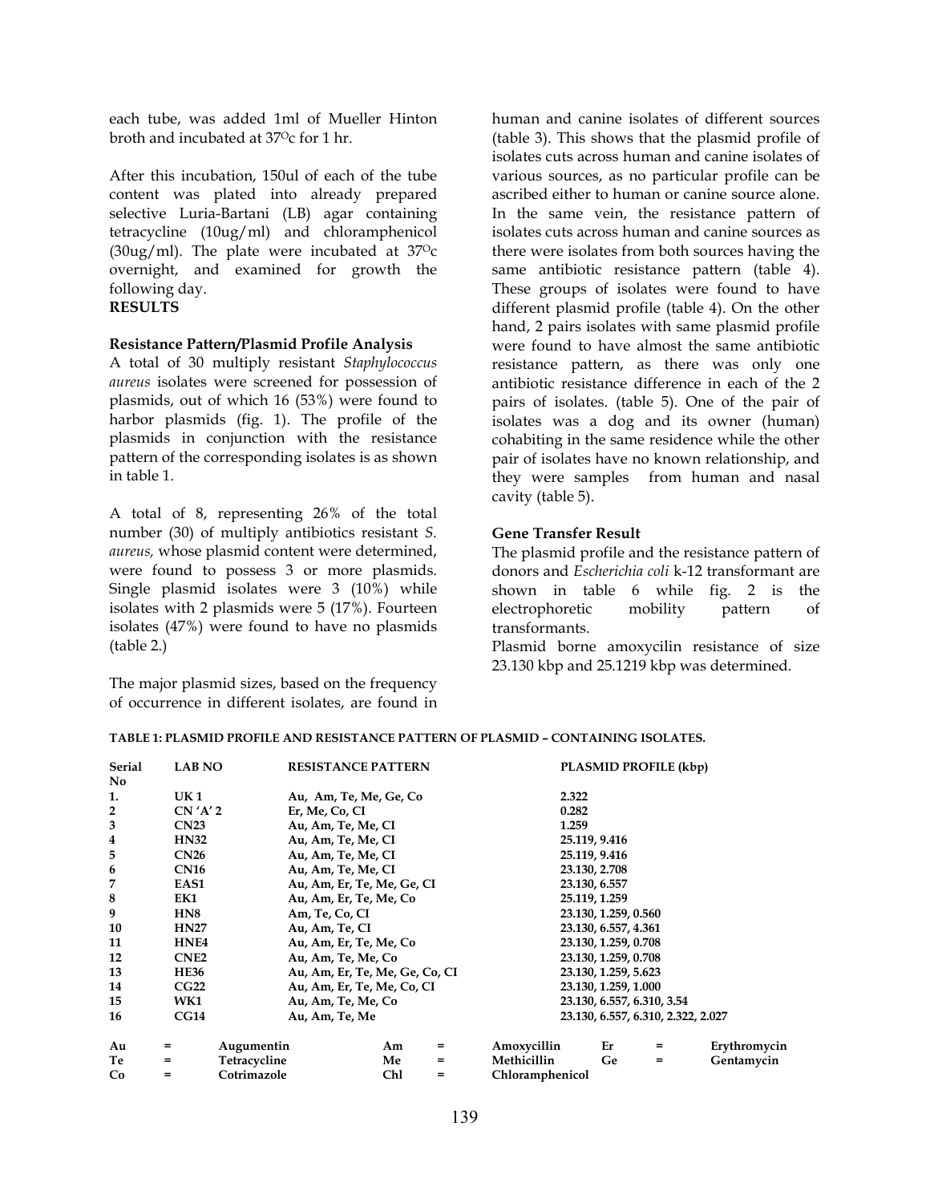each tube, was added 1ml of Mueller Hinton broth and incubated at 37$^{O}$c for 1 hr.

After this incubation, 150ul of each of the tube content was plated into already prepared selective Luria-Bartani (LB) agar containing tetracycline (10ug/ml) and chloramphenicol (30ug/ml). The plate were incubated at 37$^{O}$c overnight, and examined for growth the following day.

**RESULTS**

### Resistance Pattern/Plasmid Profile Analysis

A total of 30 multiply resistant *Staphylococcus aureus* isolates were screened for possession of plasmids, out of which 16 (53%) were found to harbor plasmids (fig. 1). The profile of the plasmids in conjunction with the resistance pattern of the corresponding isolates is as shown in table 1.

A total of 8, representing 26% of the total number (30) of multiply antibiotics resistant *S. aureus,* whose plasmid content were determined, were found to possess 3 or more plasmids. Single plasmid isolates were 3 (10%) while isolates with 2 plasmids were 5 (17%). Fourteen isolates (47%) were found to have no plasmids (table 2.)

The major plasmid sizes, based on the frequency of occurrence in different isolates, are found in human and canine isolates of different sources (table 3). This shows that the plasmid profile of isolates cuts across human and canine isolates of various sources, as no particular profile can be ascribed either to human or canine source alone. In the same vein, the resistance pattern of isolates cuts across human and canine sources as there were isolates from both sources having the same antibiotic resistance pattern (table 4). These groups of isolates were found to have different plasmid profile (table 4). On the other hand, 2 pairs isolates with same plasmid profile were found to have almost the same antibiotic resistance pattern, as there was only one antibiotic resistance difference in each of the 2 pairs of isolates. (table 5). One of the pair of isolates was a dog and its owner (human) cohabiting in the same residence while the other pair of isolates have no known relationship, and they were samples from human and nasal cavity (table 5).

### Gene Transfer Result

The plasmid profile and the resistance pattern of donors and *Escherichia coli* k-12 transformant are shown in table 6 while fig. 2 is the electrophoretic mobility pattern of transformants.

Plasmid borne amoxycilin resistance of size 23.130 kbp and 25.1219 kbp was determined.

**TABLE 1: PLASMID PROFILE AND RESISTANCE PATTERN OF PLASMID – CONTAINING ISOLATES.**

| Serial No | LAB NO | RESISTANCE PATTERN | PLASMID PROFILE (kbp) |
|---|---|---|---|
| 1. | UK 1 | Au, Am, Te, Me, Ge, Co | 2.322 |
| 2 | CN 'A' 2 | Er, Me, Co, CI | 0.282 |
| 3 | CN23 | Au, Am, Te, Me, CI | 1.259 |
| 4 | HN32 | Au, Am, Te, Me, CI | 25.119, 9.416 |
| 5 | CN26 | Au, Am, Te, Me, CI | 25.119, 9.416 |
| 6 | CN16 | Au, Am, Te, Me, CI | 23.130, 2.708 |
| 7 | EAS1 | Au, Am, Er, Te, Me, Ge, CI | 23.130, 6.557 |
| 8 | EK1 | Au, Am, Er, Te, Me, Co | 25.119, 1.259 |
| 9 | HN8 | Am, Te, Co, CI | 23.130, 1.259, 0.560 |
| 10 | HN27 | Au, Am, Te, CI | 23.130, 6.557, 4.361 |
| 11 | HNE4 | Au, Am, Er, Te, Me, Co | 23.130, 1.259, 0.708 |
| 12 | CNE2 | Au, Am, Te, Me, Co | 23.130, 1.259, 0.708 |
| 13 | HE36 | Au, Am, Er, Te, Me, Ge, Co, CI | 23.130, 1.259, 5.623 |
| 14 | CG22 | Au, Am, Er, Te, Me, Co, CI | 23.130, 1.259, 1.000 |
| 15 | WK1 | Au, Am, Te, Me, Co | 23.130, 6.557, 6.310, 3.54 |
| 16 | CG14 | Au, Am, Te, Me | 23.130, 6.557, 6.310, 2.322, 2.027 |

Au = Augumentin; Am = Amoxycillin; Er = Erythromycin
Te = Tetracycline; Me = Methicillin; Ge = Gentamycin
Co = Cotrimazole; Chl = Chloramphenicol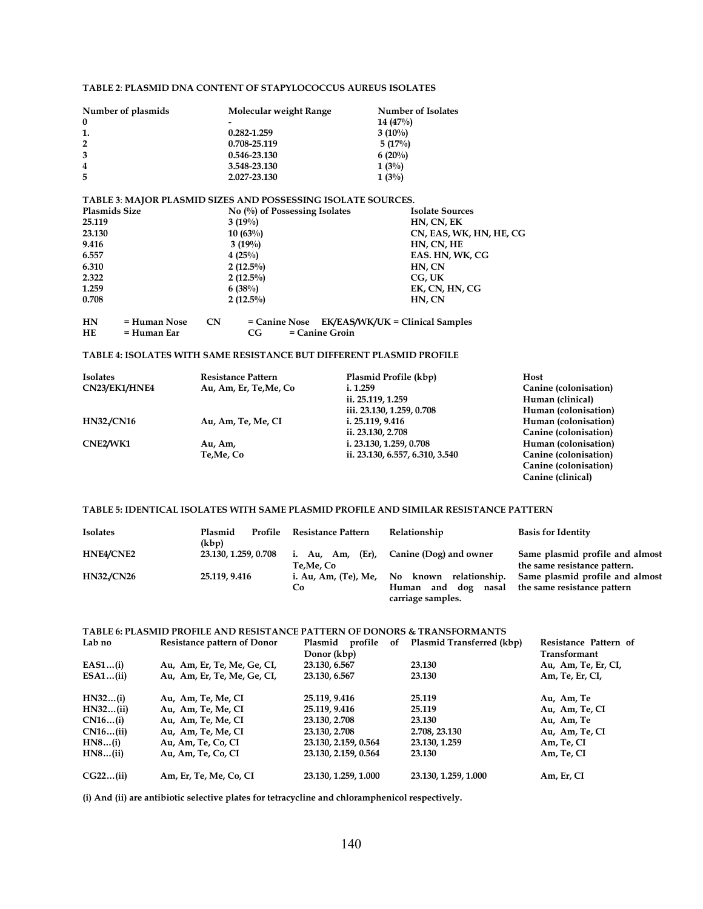**TABLE 2: PLASMID DNA CONTENT OF STAPYLOCOCCUS AUREUS ISOLATES**

| Number of plasmids | Molecular weight Range | Number of Isolates |
|---|---|---|
| 0 | - | 14 (47%) |
| 1. | 0.282-1.259 | 3 (10%) |
| 2 | 0.708-25.119 | 5 (17%) |
| 3 | 0.546-23.130 | 6 (20%) |
| 4 | 3.548-23.130 | 1 (3%) |
| 5 | 2.027-23.130 | 1 (3%) |

**TABLE 3: MAJOR PLASMID SIZES AND POSSESSING ISOLATE SOURCES.**

| Plasmids Size | No (%) of Possessing Isolates | Isolate Sources |
|---|---|---|
| 25.119 | 3 (19%) | HN, CN, EK |
| 23.130 | 10 (63%) | CN, EAS, WK, HN, HE, CG |
| 9.416 | 3 (19%) | HN, CN, HE |
| 6.557 | 4 (25%) | EAS. HN, WK, CG |
| 6.310 | 2 (12.5%) | HN, CN |
| 2.322 | 2 (12.5%) | CG, UK |
| 1.259 | 6 (38%) | EK, CN, HN, CG |
| 0.708 | 2 (12.5%) | HN, CN |

**HN** = Human Nose **CN** = Canine Nose **EK/EAS/WK/UK** = Clinical Samples
**HE** = Human Ear **CG** = Canine Groin

**TABLE 4: ISOLATES WITH SAME RESISTANCE BUT DIFFERENT PLASMID PROFILE**

| Isolates | Resistance Pattern | Plasmid Profile (kbp) | Host |
|---|---|---|---|
| CN23/EK1/HNE4 | Au, Am, Er, Te,Me, Co | i. 1.259 | Canine (colonisation) |
| | | ii. 25.119, 1.259 | Human (clinical) |
| | | iii. 23.130, 1.259, 0.708 | Human (colonisation) |
| HN32,/CN16 | Au, Am, Te, Me, CI | i. 25.119, 9.416 | Human (colonisation) |
| | | ii. 23.130, 2.708 | Canine (colonisation) |
| CNE2/WK1 | Au, Am, Te,Me, Co | i. 23.130, 1.259, 0.708 | Human (colonisation) |
| | | ii. 23.130, 6.557, 6.310, 3.540 | Canine (colonisation) |
| | | | Canine (colonisation) |
| | | | Canine (clinical) |

**TABLE 5: IDENTICAL ISOLATES WITH SAME PLASMID PROFILE AND SIMILAR RESISTANCE PATTERN**

| Isolates | Plasmid Profile (kbp) | Resistance Pattern | Relationship | Basis for Identity |
|---|---|---|---|---|
| HNE4/CNE2 | 23.130, 1.259, 0.708 | i. Au, Am, (Er), Te,Me, Co | Canine (Dog) and owner | Same plasmid profile and almost the same resistance pattern. |
| HN32,/CN26 | 25.119, 9.416 | i. Au, Am, (Te), Me, Co | No known relationship. Human and dog nasal carriage samples. | Same plasmid profile and almost the same resistance pattern |

**TABLE 6: PLASMID PROFILE AND RESISTANCE PATTERN OF DONORS & TRANSFORMANTS**

| Lab no | Resistance pattern of Donor | Plasmid profile of Donor (kbp) | Plasmid Transferred (kbp) | Resistance Pattern of Transformant |
|---|---|---|---|---|
| EAS1…(i) | Au, Am, Er, Te, Me, Ge, CI, | 23.130, 6.567 | 23.130 | Au, Am, Te, Er, CI, |
| ESA1…(ii) | Au, Am, Er, Te, Me, Ge, CI, | 23.130, 6.567 | 23.130 | Am, Te, Er, CI, |
| HN32…(i) | Au, Am, Te, Me, CI | 25.119, 9.416 | 25.119 | Au, Am, Te |
| HN32…(ii) | Au, Am, Te, Me, CI | 25.119, 9.416 | 25.119 | Au, Am, Te, CI |
| CN16…(i) | Au, Am, Te, Me, CI | 23.130, 2.708 | 23.130 | Au, Am, Te |
| CN16…(ii) | Au, Am, Te, Me, CI | 23.130, 2.708 | 2.708, 23.130 | Au, Am, Te, CI |
| HN8…(i) | Au, Am, Te, Co, CI | 23.130, 2.159, 0.564 | 23.130, 1.259 | Am, Te, CI |
| HN8…(ii) | Au, Am, Te, Co, CI | 23.130, 2.159, 0.564 | 23.130 | Am, Te, CI |
| CG22…(ii) | Am, Er, Te, Me, Co, CI | 23.130, 1.259, 1.000 | 23.130, 1.259, 1.000 | Am, Er, CI |

**(i) And (ii) are antibiotic selective plates for tetracycline and chloramphenicol respectively.**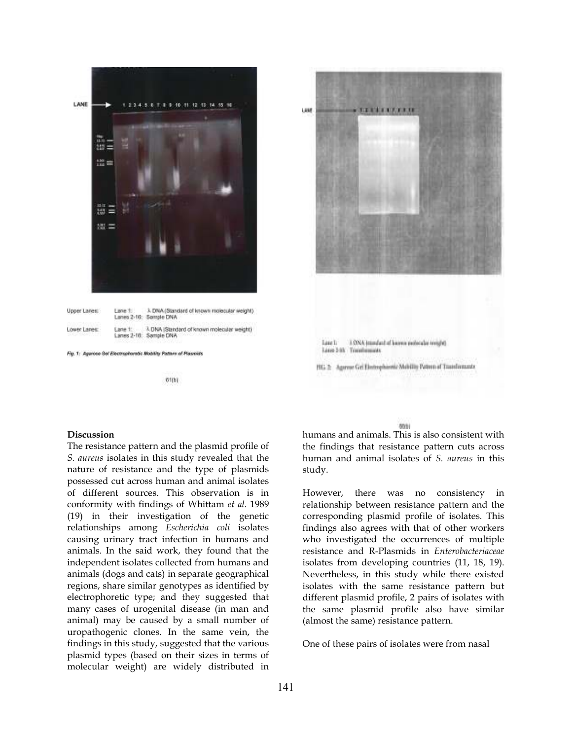Upper Lanes: Lane 1: λ DNA (Standard of known molecular weight)
Lanes 2-16: Sample DNA

Lower Lanes: Lane 1: λ DNA (Standard of known molecular weight)
Lanes 2-16: Sample DNA

*Fig. 1: Agarose Gel Electrophoretic Mobility Pattern of Plasmids*

Lane 1: λ DNA (standard of known molecular weight)
Lanes 2-10: Transformants

FIG. 2: Agarose Gel Electrophoretic Mobility Pattern of Transformants

**Discussion**

The resistance pattern and the plasmid profile of *S. aureus* isolates in this study revealed that the nature of resistance and the type of plasmids possessed cut across human and animal isolates of different sources. This observation is in conformity with findings of Whittam *et al.* 1989 (19) in their investigation of the genetic relationships among *Escherichia coli* isolates causing urinary tract infection in humans and animals. In the said work, they found that the independent isolates collected from humans and animals (dogs and cats) in separate geographical regions, share similar genotypes as identified by electrophoretic type; and they suggested that many cases of urogenital disease (in man and animal) may be caused by a small number of uropathogenic clones. In the same vein, the findings in this study, suggested that the various plasmid types (based on their sizes in terms of molecular weight) are widely distributed in humans and animals. This is also consistent with the findings that resistance pattern cuts across human and animal isolates of *S. aureus* in this study.

However, there was no consistency in relationship between resistance pattern and the corresponding plasmid profile of isolates. This findings also agrees with that of other workers who investigated the occurrences of multiple resistance and R-Plasmids in *Enterobacteriaceae* isolates from developing countries (11, 18, 19). Nevertheless, in this study while there existed isolates with the same resistance pattern but different plasmid profile, 2 pairs of isolates with the same plasmid profile also have similar (almost the same) resistance pattern.

One of these pairs of isolates were from nasal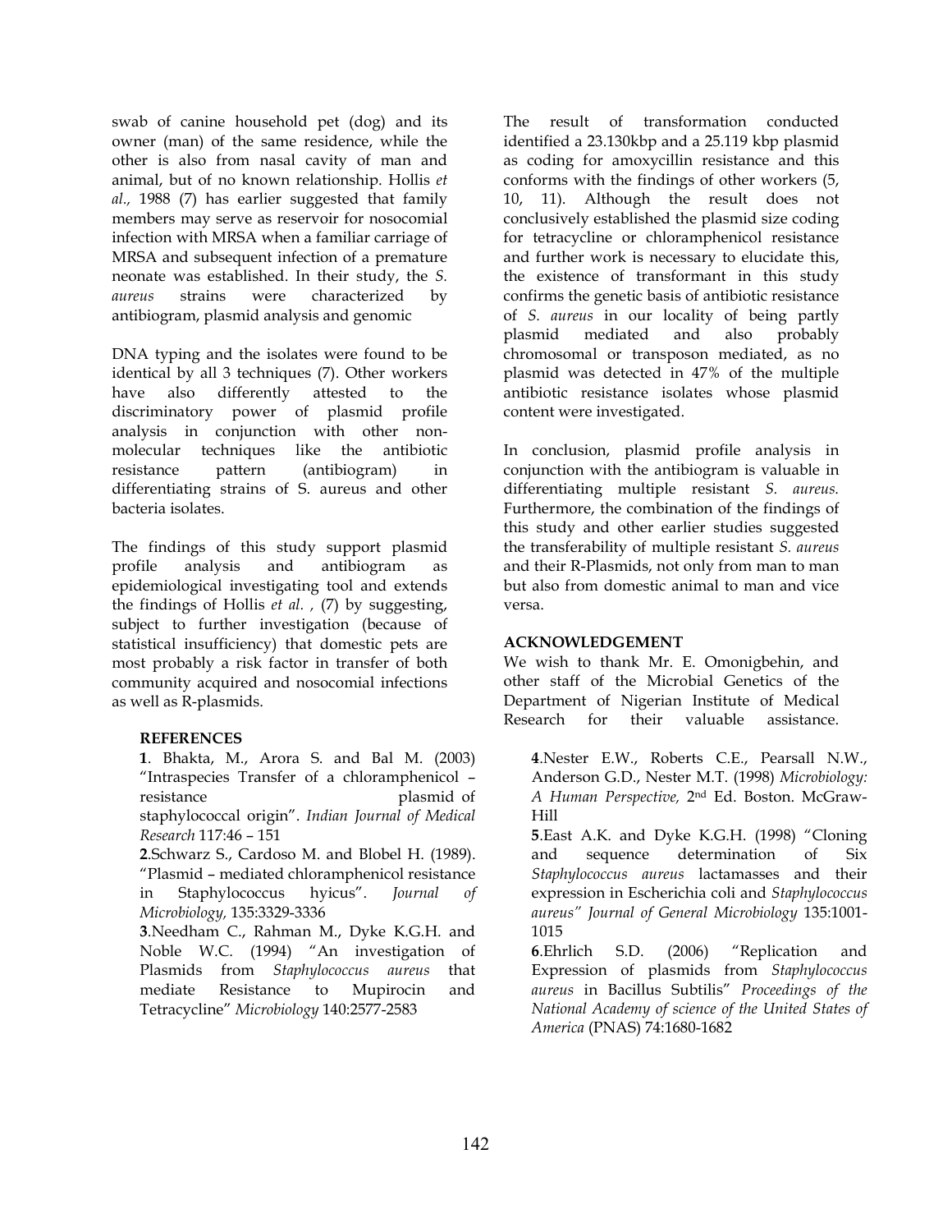swab of canine household pet (dog) and its owner (man) of the same residence, while the other is also from nasal cavity of man and animal, but of no known relationship. Hollis *et al.,* 1988 (7) has earlier suggested that family members may serve as reservoir for nosocomial infection with MRSA when a familiar carriage of MRSA and subsequent infection of a premature neonate was established. In their study, the *S. aureus* strains were characterized by antibiogram, plasmid analysis and genomic

DNA typing and the isolates were found to be identical by all 3 techniques (7). Other workers have also differently attested to the discriminatory power of plasmid profile analysis in conjunction with other non-molecular techniques like the antibiotic resistance pattern (antibiogram) in differentiating strains of S. aureus and other bacteria isolates.

The findings of this study support plasmid profile analysis and antibiogram as epidemiological investigating tool and extends the findings of Hollis *et al.* , (7) by suggesting, subject to further investigation (because of statistical insufficiency) that domestic pets are most probably a risk factor in transfer of both community acquired and nosocomial infections as well as R-plasmids.

The result of transformation conducted identified a 23.130kbp and a 25.119 kbp plasmid as coding for amoxycillin resistance and this conforms with the findings of other workers (5, 10, 11). Although the result does not conclusively established the plasmid size coding for tetracycline or chloramphenicol resistance and further work is necessary to elucidate this, the existence of transformant in this study confirms the genetic basis of antibiotic resistance of *S. aureus* in our locality of being partly plasmid mediated and also probably chromosomal or transposon mediated, as no plasmid was detected in 47% of the multiple antibiotic resistance isolates whose plasmid content were investigated.

In conclusion, plasmid profile analysis in conjunction with the antibiogram is valuable in differentiating multiple resistant *S. aureus.* Furthermore, the combination of the findings of this study and other earlier studies suggested the transferability of multiple resistant *S. aureus* and their R-Plasmids, not only from man to man but also from domestic animal to man and vice versa.

## ACKNOWLEDGEMENT

We wish to thank Mr. E. Omonigbehin, and other staff of the Microbial Genetics of the Department of Nigerian Institute of Medical Research for their valuable assistance.

## REFERENCES

**1**. Bhakta, M., Arora S. and Bal M. (2003) "Intraspecies Transfer of a chloramphenicol – resistance plasmid of staphylococcal origin". *Indian Journal of Medical Research* 117:46 – 151

**2**.Schwarz S., Cardoso M. and Blobel H. (1989). "Plasmid – mediated chloramphenicol resistance in Staphylococcus hyicus". *Journal of Microbiology,* 135:3329-3336

**3**.Needham C., Rahman M., Dyke K.G.H. and Noble W.C. (1994) "An investigation of Plasmids from *Staphylococcus aureus* that mediate Resistance to Mupirocin and Tetracycline" *Microbiology* 140:2577-2583

**4**.Nester E.W., Roberts C.E., Pearsall N.W., Anderson G.D., Nester M.T. (1998) *Microbiology: A Human Perspective,* 2nd Ed. Boston. McGraw-Hill

**5**.East A.K. and Dyke K.G.H. (1998) "Cloning and sequence determination of Six *Staphylococcus aureus* lactamasses and their expression in Escherichia coli and *Staphylococcus aureus" Journal of General Microbiology* 135:1001-1015

**6**.Ehrlich S.D. (2006) "Replication and Expression of plasmids from *Staphylococcus aureus* in Bacillus Subtilis" *Proceedings of the National Academy of science of the United States of America* (PNAS) 74:1680-1682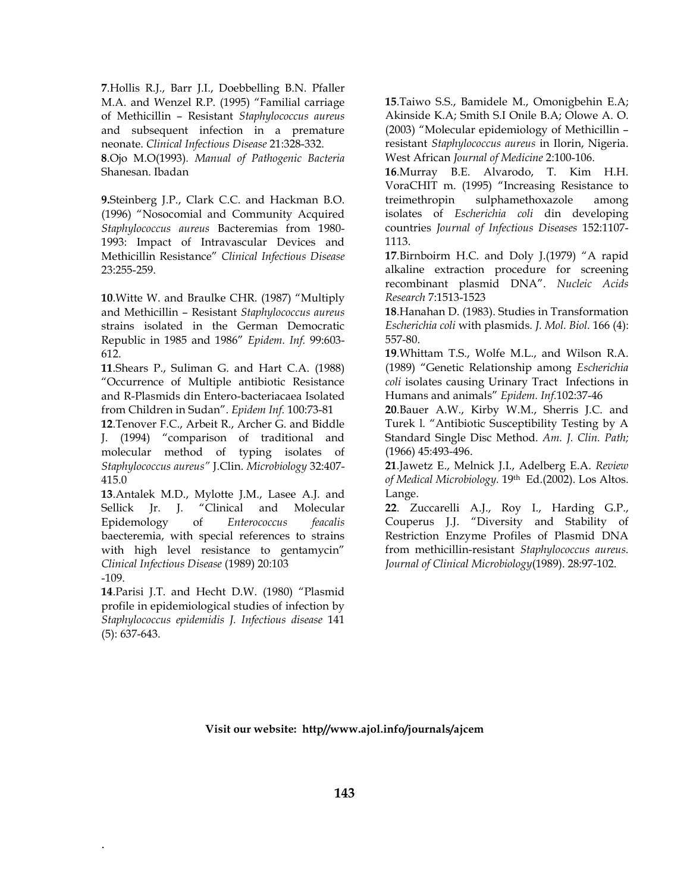**7**.Hollis R.J., Barr J.I., Doebbelling B.N. Pfaller M.A. and Wenzel R.P. (1995) "Familial carriage of Methicillin – Resistant *Staphylococcus aureus* and subsequent infection in a premature neonate. *Clinical Infectious Disease* 21:328-332.

**8**.Ojo M.O(1993). *Manual of Pathogenic Bacteria* Shanesan. Ibadan

**9.**Steinberg J.P., Clark C.C. and Hackman B.O. (1996) "Nosocomial and Community Acquired *Staphylococcus aureus* Bacteremias from 1980-1993: Impact of Intravascular Devices and Methicillin Resistance" *Clinical Infectious Disease* 23:255-259.

**10**.Witte W. and Braulke CHR. (1987) "Multiply and Methicillin – Resistant *Staphylococcus aureus* strains isolated in the German Democratic Republic in 1985 and 1986" *Epidem. Inf.* 99:603-612.

**11**.Shears P., Suliman G. and Hart C.A. (1988) "Occurrence of Multiple antibiotic Resistance and R-Plasmids din Entero-bacteriacaea Isolated from Children in Sudan". *Epidem Inf.* 100:73-81

**12**.Tenover F.C., Arbeit R., Archer G. and Biddle J. (1994) "comparison of traditional and molecular method of typing isolates of *Staphylococcus aureus"* J.Clin. *Microbiology* 32:407-415.0

**13**.Antalek M.D., Mylotte J.M., Lasee A.J. and Sellick Jr. J. "Clinical and Molecular Epidemology of *Enterococcus feacalis* baecteremia, with special references to strains with high level resistance to gentamycin" *Clinical Infectious Disease* (1989) 20:103 -109.

**14**.Parisi J.T. and Hecht D.W. (1980) "Plasmid profile in epidemiological studies of infection by *Staphylococcus epidemidis J. Infectious disease* 141 (5): 637-643.

**15**.Taiwo S.S., Bamidele M., Omonigbehin E.A; Akinside K.A; Smith S.I Onile B.A; Olowe A. O. (2003) "Molecular epidemiology of Methicillin – resistant *Staphylococcus aureus* in Ilorin, Nigeria. West African *Journal of Medicine* 2:100-106.

**16**.Murray B.E. Alvarodo, T. Kim H.H. VoraCHIT m. (1995) "Increasing Resistance to treimethropin sulphamethoxazole among isolates of *Escherichia coli* din developing countries *Journal of Infectious Diseases* 152:1107-1113.

**17**.Birnboirm H.C. and Doly J.(1979) "A rapid alkaline extraction procedure for screening recombinant plasmid DNA". *Nucleic Acids Research* 7:1513-1523

**18**.Hanahan D. (1983). Studies in Transformation *Escherichia coli* with plasmids. *J. Mol. Biol.* 166 (4): 557-80.

**19**.Whittam T.S., Wolfe M.L., and Wilson R.A. (1989) "Genetic Relationship among *Escherichia coli* isolates causing Urinary Tract Infections in Humans and animals" *Epidem. Inf.*102:37-46

**20**.Bauer A.W., Kirby W.M., Sherris J.C. and Turek l. "Antibiotic Susceptibility Testing by A Standard Single Disc Method. *Am. J. Clin. Path;* (1966) 45:493-496.

**21**.Jawetz E., Melnick J.I., Adelberg E.A. *Review of Medical Microbiology*. 19th Ed.(2002). Los Altos. Lange.

**22**. Zuccarelli A.J., Roy I., Harding G.P., Couperus J.J. "Diversity and Stability of Restriction Enzyme Profiles of Plasmid DNA from methicillin-resistant *Staphylococcus aureus. Journal of Clinical Microbiology*(1989). 28:97-102.

**Visit our website: http//www.ajol.info/journals/ajcem**